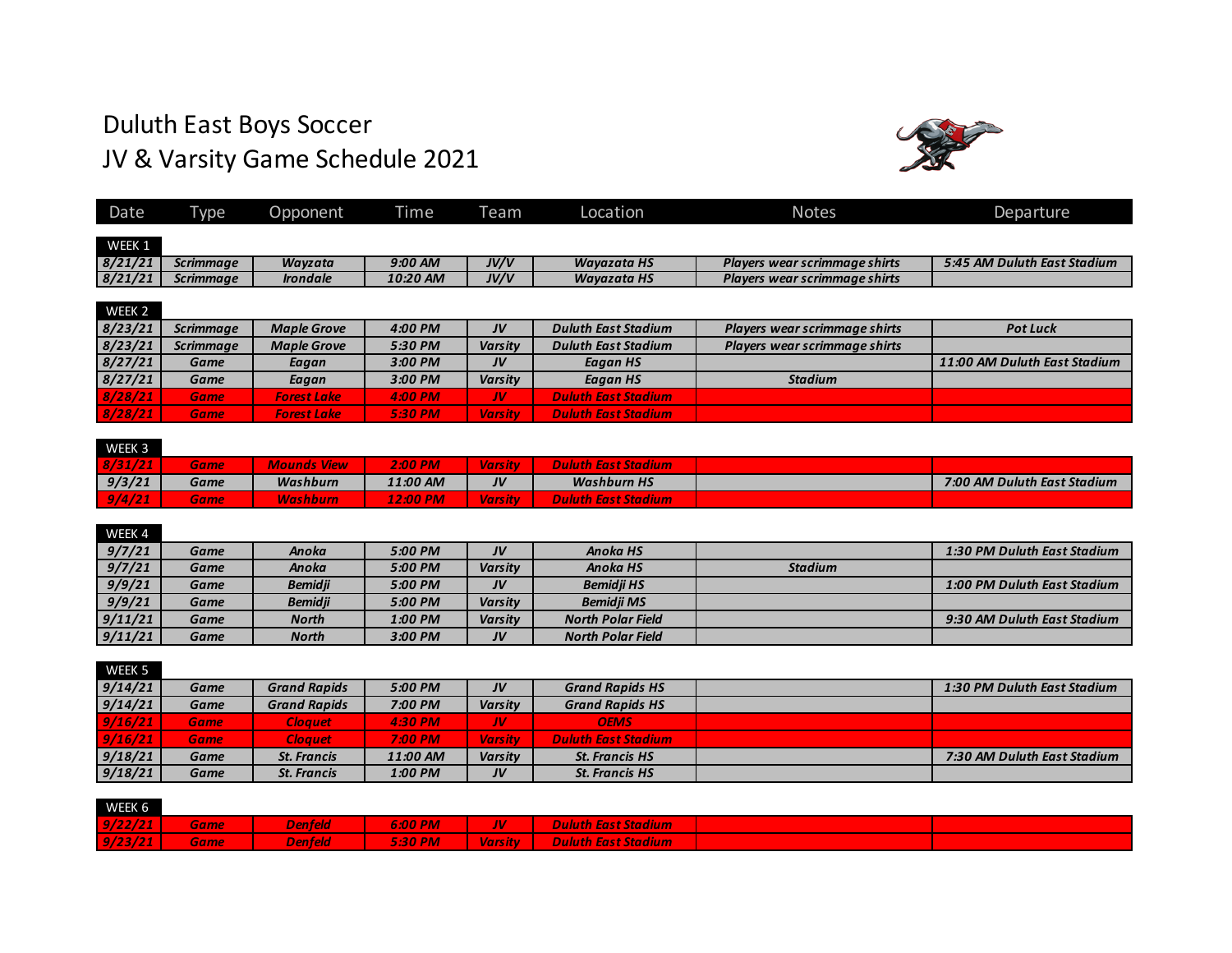# Duluth East Boys Soccer
# JV & Varsity Game Schedule 2021

| Date | Type | Opponent | Time | Team | Location | Notes | Departure |
|---|---|---|---|---|---|---|---|
| **WEEK 1** | | | | | | | |
| 8/21/21 | Scrimmage | Wayzata | 9:00 AM | JV/V | Wayzata HS | Players wear scrimmage shirts | 5:45 AM Duluth East Stadium |
| 8/21/21 | Scrimmage | Irondale | 10:20 AM | JV/V | Wayzata HS | Players wear scrimmage shirts | |
| **WEEK 2** | | | | | | | |
| 8/23/21 | Scrimmage | Maple Grove | 4:00 PM | JV | Duluth East Stadium | Players wear scrimmage shirts | Pot Luck |
| 8/23/21 | Scrimmage | Maple Grove | 5:30 PM | Varsity | Duluth East Stadium | Players wear scrimmage shirts | |
| 8/27/21 | Game | Eagan | 3:00 PM | JV | Eagan HS | | 11:00 AM Duluth East Stadium |
| 8/27/21 | Game | Eagan | 3:00 PM | Varsity | Eagan HS | Stadium | |
| 8/28/21 | Game | Forest Lake | 4:00 PM | JV | Duluth East Stadium | | |
| 8/28/21 | Game | Forest Lake | 5:30 PM | Varsity | Duluth East Stadium | | |
| **WEEK 3** | | | | | | | |
| 8/31/21 | Game | Mounds View | 2:00 PM | Varsity | Duluth East Stadium | | |
| 9/3/21 | Game | Washburn | 11:00 AM | JV | Washburn HS | | 7:00 AM Duluth East Stadium |
| 9/4/21 | Game | Washburn | 12:00 PM | Varsity | Duluth East Stadium | | |
| **WEEK 4** | | | | | | | |
| 9/7/21 | Game | Anoka | 5:00 PM | JV | Anoka HS | | 1:30 PM Duluth East Stadium |
| 9/7/21 | Game | Anoka | 5:00 PM | Varsity | Anoka HS | Stadium | |
| 9/9/21 | Game | Bemidji | 5:00 PM | JV | Bemidji HS | | 1:00 PM Duluth East Stadium |
| 9/9/21 | Game | Bemidji | 5:00 PM | Varsity | Bemidji MS | | |
| 9/11/21 | Game | North | 1:00 PM | Varsity | North Polar Field | | 9:30 AM Duluth East Stadium |
| 9/11/21 | Game | North | 3:00 PM | JV | North Polar Field | | |
| **WEEK 5** | | | | | | | |
| 9/14/21 | Game | Grand Rapids | 5:00 PM | JV | Grand Rapids HS | | 1:30 PM Duluth East Stadium |
| 9/14/21 | Game | Grand Rapids | 7:00 PM | Varsity | Grand Rapids HS | | |
| 9/16/21 | Game | Cloquet | 4:30 PM | JV | OEMS | | |
| 9/16/21 | Game | Cloquet | 7:00 PM | Varsity | Duluth East Stadium | | |
| 9/18/21 | Game | St. Francis | 11:00 AM | Varsity | St. Francis HS | | 7:30 AM Duluth East Stadium |
| 9/18/21 | Game | St. Francis | 1:00 PM | JV | St. Francis HS | | |
| **WEEK 6** | | | | | | | |
| 9/22/21 | Game | Denfeld | 6:00 PM | JV | Duluth East Stadium | | |
| 9/23/21 | Game | Denfeld | 5:30 PM | Varsity | Duluth East Stadium | | |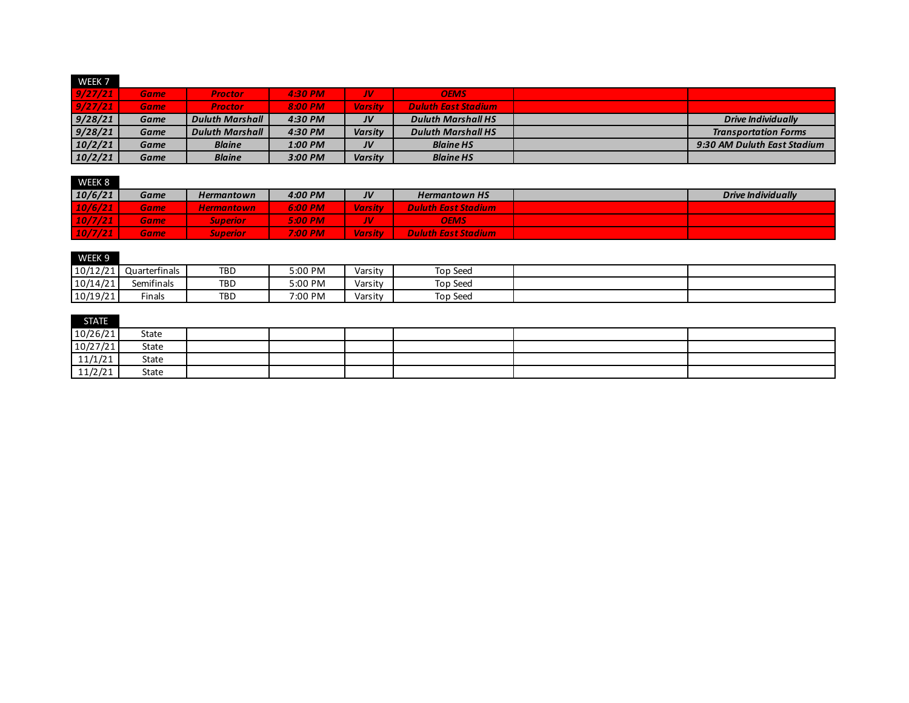| WEEK 7 | | | | | | | |
|---|---|---|---|---|---|---|---|
| ***9/27/21*** | ***Game*** | ***Proctor*** | ***4:30 PM*** | ***JV*** | ***OEMS*** | | |
| ***9/27/21*** | ***Game*** | ***Proctor*** | ***8:00 PM*** | ***Varsity*** | ***Duluth East Stadium*** | | |
| ***9/28/21*** | ***Game*** | ***Duluth Marshall*** | ***4:30 PM*** | ***JV*** | ***Duluth Marshall HS*** | | ***Drive Individually*** |
| ***9/28/21*** | ***Game*** | ***Duluth Marshall*** | ***4:30 PM*** | ***Varsity*** | ***Duluth Marshall HS*** | | ***Transportation Forms*** |
| ***10/2/21*** | ***Game*** | ***Blaine*** | ***1:00 PM*** | ***JV*** | ***Blaine HS*** | | ***9:30 AM Duluth East Stadium*** |
| ***10/2/21*** | ***Game*** | ***Blaine*** | ***3:00 PM*** | ***Varsity*** | ***Blaine HS*** | | |

| WEEK 8 | | | | | | | |
|---|---|---|---|---|---|---|---|
| ***10/6/21*** | ***Game*** | ***Hermantown*** | ***4:00 PM*** | ***JV*** | ***Hermantown HS*** | | ***Drive Individually*** |
| ***10/6/21*** | ***Game*** | ***Hermantown*** | ***6:00 PM*** | ***Varsity*** | ***Duluth East Stadium*** | | |
| ***10/7/21*** | ***Game*** | ***Superior*** | ***5:00 PM*** | ***JV*** | ***OEMS*** | | |
| ***10/7/21*** | ***Game*** | ***Superior*** | ***7:00 PM*** | ***Varsity*** | ***Duluth East Stadium*** | | |

| WEEK 9 | | | | | | | |
|---|---|---|---|---|---|---|---|
| 10/12/21 | Quarterfinals | TBD | 5:00 PM | Varsity | Top Seed | | |
| 10/14/21 | Semifinals | TBD | 5:00 PM | Varsity | Top Seed | | |
| 10/19/21 | Finals | TBD | 7:00 PM | Varsity | Top Seed | | |

| STATE | | | | | | | |
|---|---|---|---|---|---|---|---|
| 10/26/21 | State | | | | | | |
| 10/27/21 | State | | | | | | |
| 11/1/21 | State | | | | | | |
| 11/2/21 | State | | | | | | |